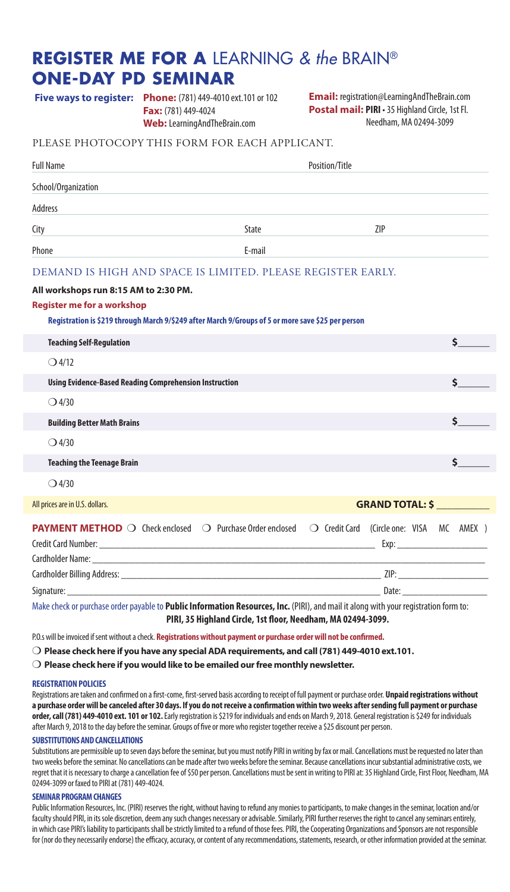# REGISTER ME FOR A LEARNING & *the* BRAIN® ONE-DAY PD SEMINAR

**Five ways to register:** **Phone:** (781) 449-4010 ext.101 or 102
**Fax:** (781) 449-4024
**Web:** LearningAndTheBrain.com
**Email:** registration@LearningAndTheBrain.com
**Postal mail:** **PIRI** • 35 Highland Circle, 1st Fl. Needham, MA 02494-3099

PLEASE PHOTOCOPY THIS FORM FOR EACH APPLICANT.

Full Name ____________________ Position/Title ____________________

School/Organization ____________________

Address ____________________

City ____________________ State ________ ZIP ________

Phone ____________________ E-mail ____________________

DEMAND IS HIGH AND SPACE IS LIMITED. PLEASE REGISTER EARLY.

**All workshops run 8:15 AM to 2:30 PM.**

**Register me for a workshop**

**Registration is $219 through March 9/$249 after March 9/Groups of 5 or more save $25 per person**

| Workshop | |
|---|---|
| **Teaching Self-Regulation** | $______ |
| ❍ 4/12 | |
| **Using Evidence-Based Reading Comprehension Instruction** | $______ |
| ❍ 4/30 | |
| **Building Better Math Brains** | $______ |
| ❍ 4/30 | |
| **Teaching the Teenage Brain** | $______ |
| ❍ 4/30 | |
| All prices are in U.S. dollars. | **GRAND TOTAL: $** __________ |

**PAYMENT METHOD** ❍ Check enclosed ❍ Purchase Order enclosed ❍ Credit Card (Circle one: VISA MC AMEX )

Credit Card Number: ____________________ Exp: ____________

Cardholder Name: ____________________

Cardholder Billing Address: ____________________ ZIP: ____________

Signature: ____________________ Date: ____________

Make check or purchase order payable to **Public Information Resources, Inc.** (PIRI), and mail it along with your registration form to: **PIRI, 35 Highland Circle, 1st floor, Needham, MA 02494-3099.**

P.O.s will be invoiced if sent without a check. **Registrations without payment or purchase order will not be confirmed.**

❍ **Please check here if you have any special ADA requirements, and call (781) 449-4010 ext.101.**

❍ **Please check here if you would like to be emailed our free monthly newsletter.**

### REGISTRATION POLICIES

Registrations are taken and confirmed on a first-come, first-served basis according to receipt of full payment or purchase order. **Unpaid registrations without a purchase order will be canceled after 30 days. If you do not receive a confirmation within two weeks after sending full payment or purchase order, call (781) 449-4010 ext. 101 or 102.** Early registration is $219 for individuals and ends on March 9, 2018. General registration is $249 for individuals after March 9, 2018 to the day before the seminar. Groups of five or more who register together receive a $25 discount per person.

### SUBSTITUTIONS AND CANCELLATIONS

Substitutions are permissible up to seven days before the seminar, but you must notify PIRI in writing by fax or mail. Cancellations must be requested no later than two weeks before the seminar. No cancellations can be made after two weeks before the seminar. Because cancellations incur substantial administrative costs, we regret that it is necessary to charge a cancellation fee of $50 per person. Cancellations must be sent in writing to PIRI at: 35 Highland Circle, First Floor, Needham, MA 02494-3099 or faxed to PIRI at (781) 449-4024.

### SEMINAR PROGRAM CHANGES

Public Information Resources, Inc. (PIRI) reserves the right, without having to refund any monies to participants, to make changes in the seminar, location and/or faculty should PIRI, in its sole discretion, deem any such changes necessary or advisable. Similarly, PIRI further reserves the right to cancel any seminars entirely, in which case PIRI's liability to participants shall be strictly limited to a refund of those fees. PIRI, the Cooperating Organizations and Sponsors are not responsible for (nor do they necessarily endorse) the efficacy, accuracy, or content of any recommendations, statements, research, or other information provided at the seminar.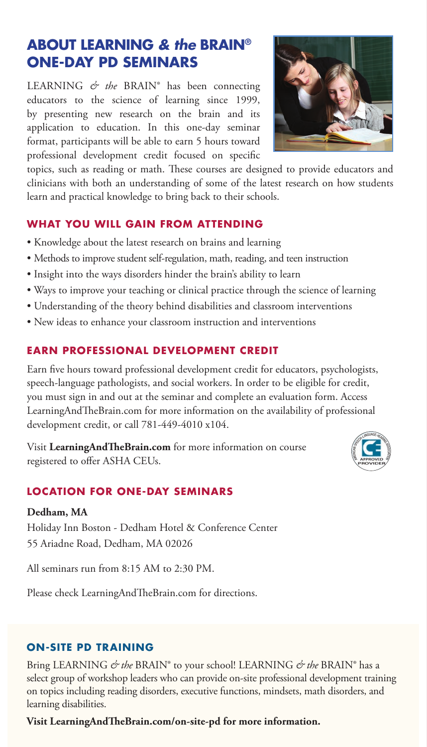# ABOUT LEARNING *& the* BRAIN® ONE-DAY PD SEMINARS

LEARNING *& the* BRAIN® has been connecting educators to the science of learning since 1999, by presenting new research on the brain and its application to education. In this one-day seminar format, participants will be able to earn 5 hours toward professional development credit focused on specific topics, such as reading or math. These courses are designed to provide educators and clinicians with both an understanding of some of the latest research on how students learn and practical knowledge to bring back to their schools.

## WHAT YOU WILL GAIN FROM ATTENDING

- Knowledge about the latest research on brains and learning
- Methods to improve student self-regulation, math, reading, and teen instruction
- Insight into the ways disorders hinder the brain's ability to learn
- Ways to improve your teaching or clinical practice through the science of learning
- Understanding of the theory behind disabilities and classroom interventions
- New ideas to enhance your classroom instruction and interventions

## EARN PROFESSIONAL DEVELOPMENT CREDIT

Earn five hours toward professional development credit for educators, psychologists, speech-language pathologists, and social workers. In order to be eligible for credit, you must sign in and out at the seminar and complete an evaluation form. Access LearningAndTheBrain.com for more information on the availability of professional development credit, or call 781-449-4010 x104.

Visit **LearningAndTheBrain.com** for more information on course registered to offer ASHA CEUs.

## LOCATION FOR ONE-DAY SEMINARS

**Dedham, MA**
Holiday Inn Boston - Dedham Hotel & Conference Center
55 Ariadne Road, Dedham, MA 02026

All seminars run from 8:15 AM to 2:30 PM.

Please check LearningAndTheBrain.com for directions.

## ON-SITE PD TRAINING

Bring LEARNING *& the* BRAIN® to your school! LEARNING *& the* BRAIN® has a select group of workshop leaders who can provide on-site professional development training on topics including reading disorders, executive functions, mindsets, math disorders, and learning disabilities.

**Visit LearningAndTheBrain.com/on-site-pd for more information.**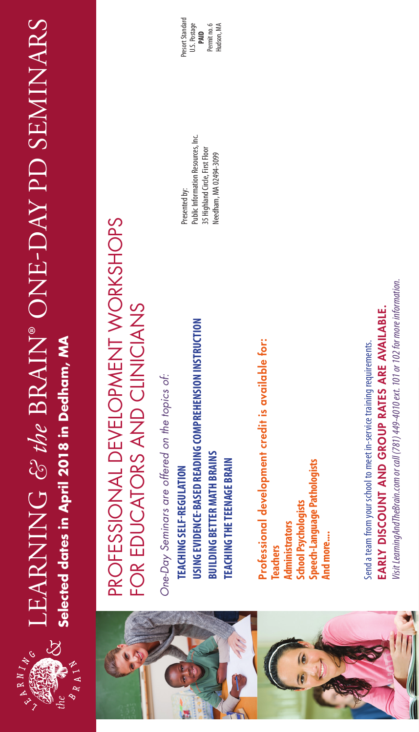# LEARNING & *the* BRAIN® ONE-DAY PD SEMINARS

**Selected dates in April 2018 in Dedham, MA**

## PROFESSIONAL DEVELOPMENT WORKSHOPS FOR EDUCATORS AND CLINICIANS

*One-Day Seminars are offered on the topics of:*

**TEACHING SELF-REGULATION**
**USING EVIDENCE-BASED READING COMPREHENSION INSTRUCTION**
**BUILDING BETTER MATH BRAINS**
**TEACHING THE TEENAGE BRAIN**

**Professional development credit is available for:**

**Teachers**
**Administrators**
**School Psychologists**
**Speech-Language Pathologists**
**And more....**

Send a team from your school to meet in-service training requirements.

**EARLY DISCOUNT AND GROUP RATES ARE AVAILABLE.**

*Visit LearningAndTheBrain.com or call (781) 449-4010 ext. 101 or 102 for more information.*

Presented by:
Public Information Resources, Inc.
35 Highland Circle, First Floor
Needham, MA 02494-3099

Presort Standard
U.S. Postage
**PAID**
Permit no. 6
Hudson, MA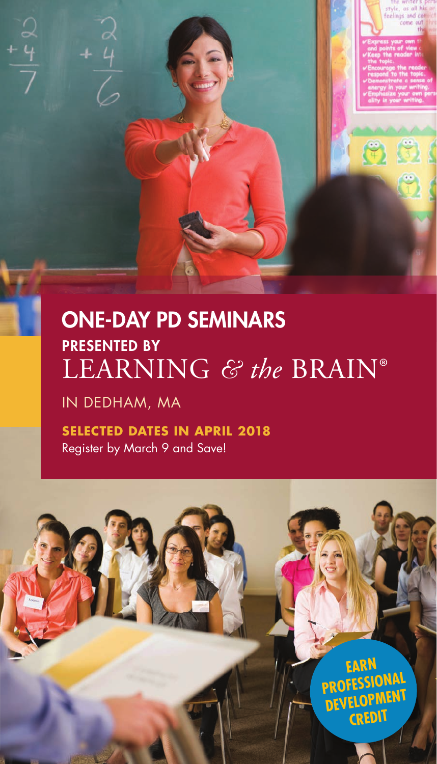# ONE-DAY PD SEMINARS

## PRESENTED BY
# LEARNING *& the* BRAIN®

IN DEDHAM, MA

**SELECTED DATES IN APRIL 2018**

Register by March 9 and Save!

**EARN PROFESSIONAL DEVELOPMENT CREDIT**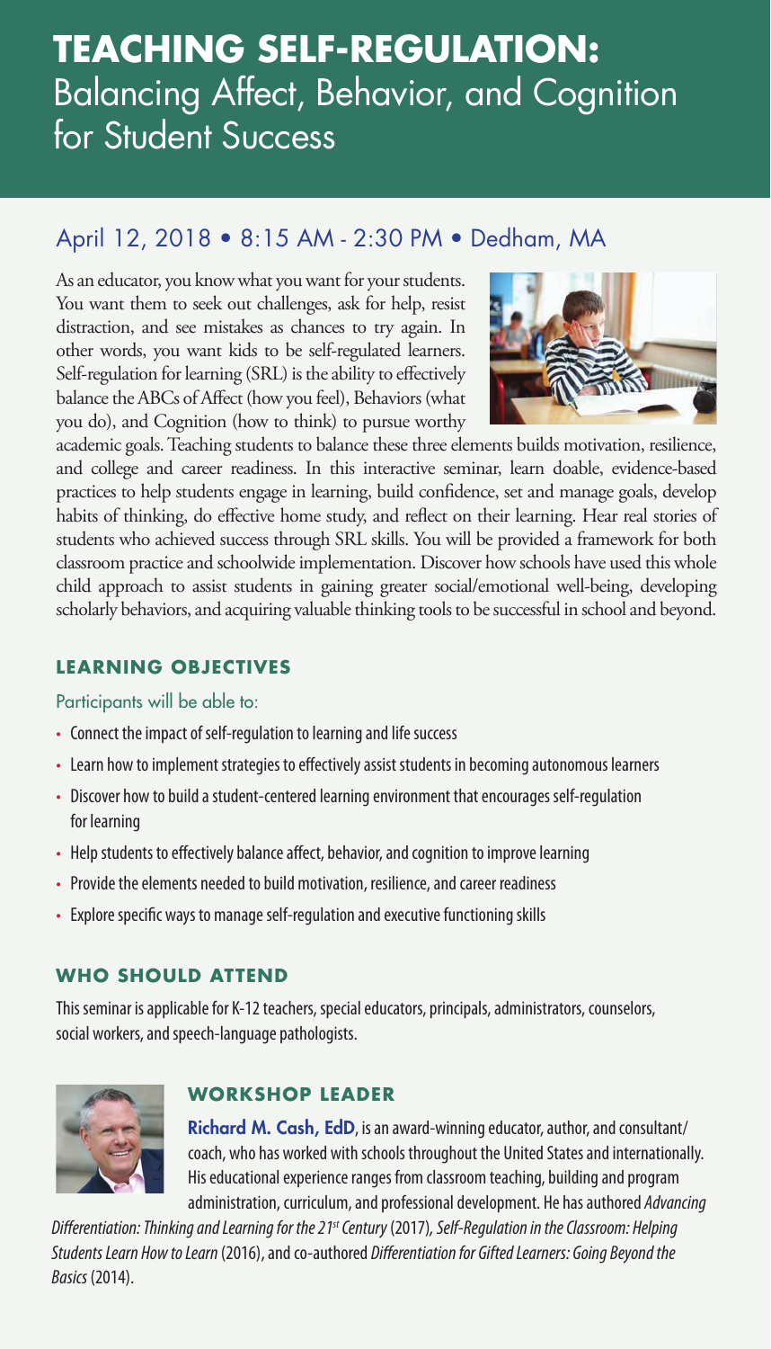# TEACHING SELF-REGULATION: Balancing Affect, Behavior, and Cognition for Student Success

## April 12, 2018 • 8:15 AM - 2:30 PM • Dedham, MA

As an educator, you know what you want for your students. You want them to seek out challenges, ask for help, resist distraction, and see mistakes as chances to try again. In other words, you want kids to be self-regulated learners. Self-regulation for learning (SRL) is the ability to effectively balance the ABCs of Affect (how you feel), Behaviors (what you do), and Cognition (how to think) to pursue worthy academic goals. Teaching students to balance these three elements builds motivation, resilience, and college and career readiness. In this interactive seminar, learn doable, evidence-based practices to help students engage in learning, build confidence, set and manage goals, develop habits of thinking, do effective home study, and reflect on their learning. Hear real stories of students who achieved success through SRL skills. You will be provided a framework for both classroom practice and schoolwide implementation. Discover how schools have used this whole child approach to assist students in gaining greater social/emotional well-being, developing scholarly behaviors, and acquiring valuable thinking tools to be successful in school and beyond.

### LEARNING OBJECTIVES

Participants will be able to:

- Connect the impact of self-regulation to learning and life success
- Learn how to implement strategies to effectively assist students in becoming autonomous learners
- Discover how to build a student-centered learning environment that encourages self-regulation for learning
- Help students to effectively balance affect, behavior, and cognition to improve learning
- Provide the elements needed to build motivation, resilience, and career readiness
- Explore specific ways to manage self-regulation and executive functioning skills

### WHO SHOULD ATTEND

This seminar is applicable for K-12 teachers, special educators, principals, administrators, counselors, social workers, and speech-language pathologists.

### WORKSHOP LEADER

**Richard M. Cash, EdD**, is an award-winning educator, author, and consultant/coach, who has worked with schools throughout the United States and internationally. His educational experience ranges from classroom teaching, building and program administration, curriculum, and professional development. He has authored *Advancing Differentiation: Thinking and Learning for the 21st Century* (2017), *Self-Regulation in the Classroom: Helping Students Learn How to Learn* (2016), and co-authored *Differentiation for Gifted Learners: Going Beyond the Basics* (2014).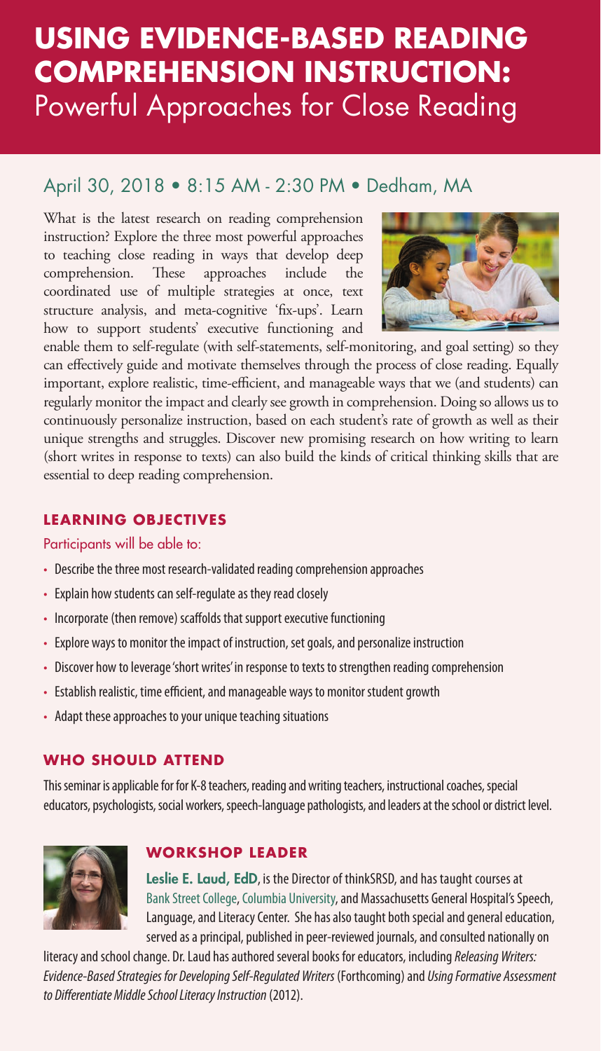# USING EVIDENCE-BASED READING COMPREHENSION INSTRUCTION:
## Powerful Approaches for Close Reading

### April 30, 2018 • 8:15 AM - 2:30 PM • Dedham, MA

What is the latest research on reading comprehension instruction? Explore the three most powerful approaches to teaching close reading in ways that develop deep comprehension. These approaches include the coordinated use of multiple strategies at once, text structure analysis, and meta-cognitive 'fix-ups'. Learn how to support students' executive functioning and enable them to self-regulate (with self-statements, self-monitoring, and goal setting) so they can effectively guide and motivate themselves through the process of close reading. Equally important, explore realistic, time-efficient, and manageable ways that we (and students) can regularly monitor the impact and clearly see growth in comprehension. Doing so allows us to continuously personalize instruction, based on each student's rate of growth as well as their unique strengths and struggles. Discover new promising research on how writing to learn (short writes in response to texts) can also build the kinds of critical thinking skills that are essential to deep reading comprehension.

### LEARNING OBJECTIVES

Participants will be able to:

- Describe the three most research-validated reading comprehension approaches
- Explain how students can self-regulate as they read closely
- Incorporate (then remove) scaffolds that support executive functioning
- Explore ways to monitor the impact of instruction, set goals, and personalize instruction
- Discover how to leverage 'short writes' in response to texts to strengthen reading comprehension
- Establish realistic, time efficient, and manageable ways to monitor student growth
- Adapt these approaches to your unique teaching situations

### WHO SHOULD ATTEND

This seminar is applicable for for K-8 teachers, reading and writing teachers, instructional coaches, special educators, psychologists, social workers, speech-language pathologists, and leaders at the school or district level.

### WORKSHOP LEADER

**Leslie E. Laud, EdD**, is the Director of thinkSRSD, and has taught courses at Bank Street College, Columbia University, and Massachusetts General Hospital's Speech, Language, and Literacy Center. She has also taught both special and general education, served as a principal, published in peer-reviewed journals, and consulted nationally on literacy and school change. Dr. Laud has authored several books for educators, including *Releasing Writers: Evidence-Based Strategies for Developing Self-Regulated Writers* (Forthcoming) and *Using Formative Assessment to Differentiate Middle School Literacy Instruction* (2012).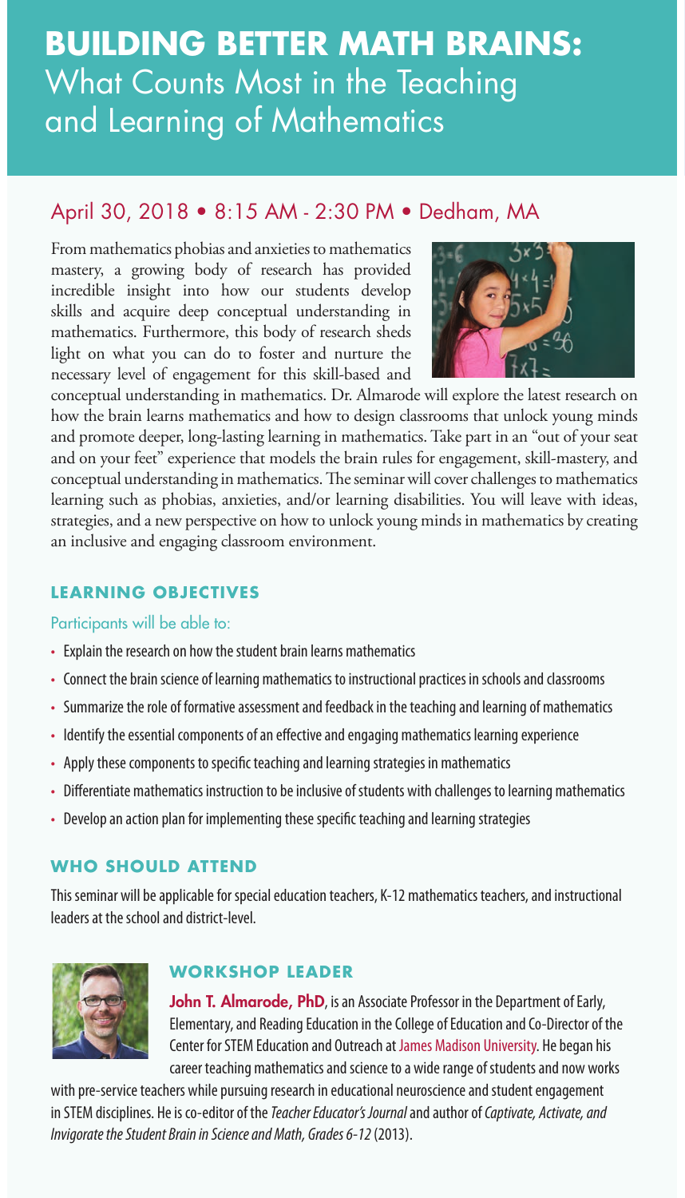# BUILDING BETTER MATH BRAINS: What Counts Most in the Teaching and Learning of Mathematics

## April 30, 2018 • 8:15 AM - 2:30 PM • Dedham, MA

From mathematics phobias and anxieties to mathematics mastery, a growing body of research has provided incredible insight into how our students develop skills and acquire deep conceptual understanding in mathematics. Furthermore, this body of research sheds light on what you can do to foster and nurture the necessary level of engagement for this skill-based and conceptual understanding in mathematics. Dr. Almarode will explore the latest research on how the brain learns mathematics and how to design classrooms that unlock young minds and promote deeper, long-lasting learning in mathematics. Take part in an "out of your seat and on your feet" experience that models the brain rules for engagement, skill-mastery, and conceptual understanding in mathematics. The seminar will cover challenges to mathematics learning such as phobias, anxieties, and/or learning disabilities. You will leave with ideas, strategies, and a new perspective on how to unlock young minds in mathematics by creating an inclusive and engaging classroom environment.

### LEARNING OBJECTIVES

Participants will be able to:

- Explain the research on how the student brain learns mathematics
- Connect the brain science of learning mathematics to instructional practices in schools and classrooms
- Summarize the role of formative assessment and feedback in the teaching and learning of mathematics
- Identify the essential components of an effective and engaging mathematics learning experience
- Apply these components to specific teaching and learning strategies in mathematics
- Differentiate mathematics instruction to be inclusive of students with challenges to learning mathematics
- Develop an action plan for implementing these specific teaching and learning strategies

### WHO SHOULD ATTEND

This seminar will be applicable for special education teachers, K-12 mathematics teachers, and instructional leaders at the school and district-level.

### WORKSHOP LEADER

**John T. Almarode, PhD**, is an Associate Professor in the Department of Early, Elementary, and Reading Education in the College of Education and Co-Director of the Center for STEM Education and Outreach at James Madison University. He began his career teaching mathematics and science to a wide range of students and now works with pre-service teachers while pursuing research in educational neuroscience and student engagement in STEM disciplines. He is co-editor of the *Teacher Educator's Journal* and author of *Captivate, Activate, and Invigorate the Student Brain in Science and Math, Grades 6-12* (2013).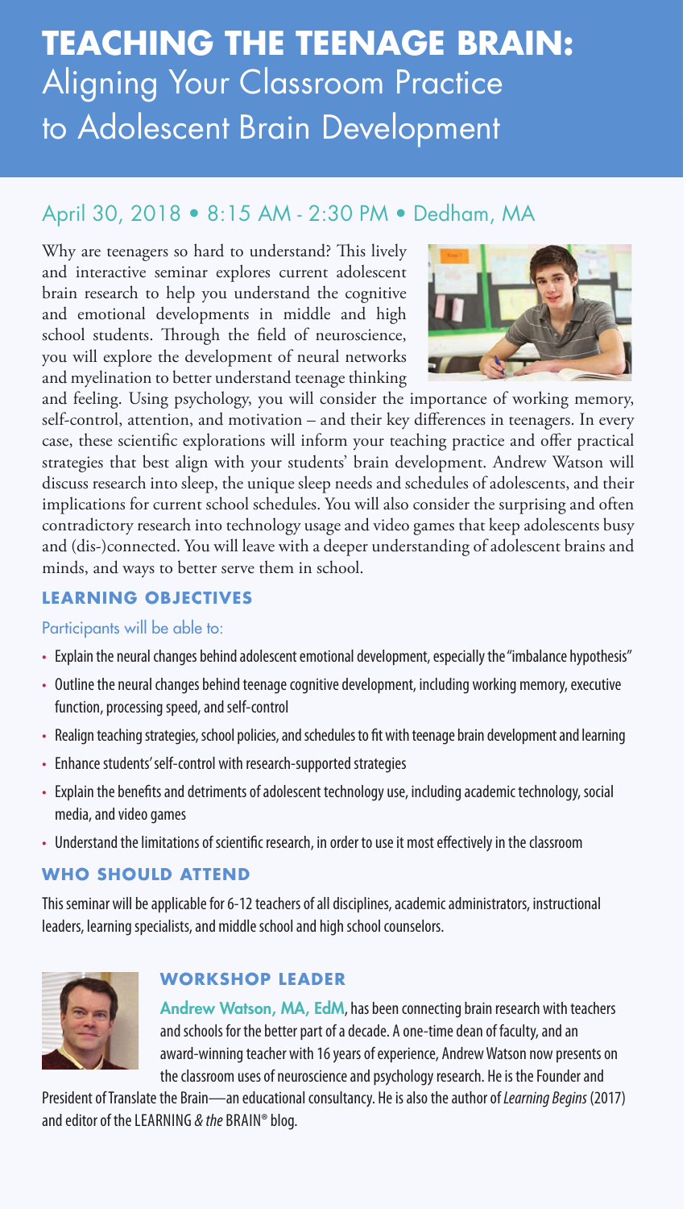# TEACHING THE TEENAGE BRAIN: Aligning Your Classroom Practice to Adolescent Brain Development

## April 30, 2018 • 8:15 AM - 2:30 PM • Dedham, MA

Why are teenagers so hard to understand? This lively and interactive seminar explores current adolescent brain research to help you understand the cognitive and emotional developments in middle and high school students. Through the field of neuroscience, you will explore the development of neural networks and myelination to better understand teenage thinking and feeling. Using psychology, you will consider the importance of working memory, self-control, attention, and motivation – and their key differences in teenagers. In every case, these scientific explorations will inform your teaching practice and offer practical strategies that best align with your students' brain development. Andrew Watson will discuss research into sleep, the unique sleep needs and schedules of adolescents, and their implications for current school schedules. You will also consider the surprising and often contradictory research into technology usage and video games that keep adolescents busy and (dis-)connected. You will leave with a deeper understanding of adolescent brains and minds, and ways to better serve them in school.

### LEARNING OBJECTIVES

Participants will be able to:

- Explain the neural changes behind adolescent emotional development, especially the "imbalance hypothesis"
- Outline the neural changes behind teenage cognitive development, including working memory, executive function, processing speed, and self-control
- Realign teaching strategies, school policies, and schedules to fit with teenage brain development and learning
- Enhance students' self-control with research-supported strategies
- Explain the benefits and detriments of adolescent technology use, including academic technology, social media, and video games
- Understand the limitations of scientific research, in order to use it most effectively in the classroom

### WHO SHOULD ATTEND

This seminar will be applicable for 6-12 teachers of all disciplines, academic administrators, instructional leaders, learning specialists, and middle school and high school counselors.

### WORKSHOP LEADER

**Andrew Watson, MA, EdM**, has been connecting brain research with teachers and schools for the better part of a decade. A one-time dean of faculty, and an award-winning teacher with 16 years of experience, Andrew Watson now presents on the classroom uses of neuroscience and psychology research. He is the Founder and President of Translate the Brain—an educational consultancy. He is also the author of *Learning Begins* (2017) and editor of the LEARNING *& the* BRAIN® blog.